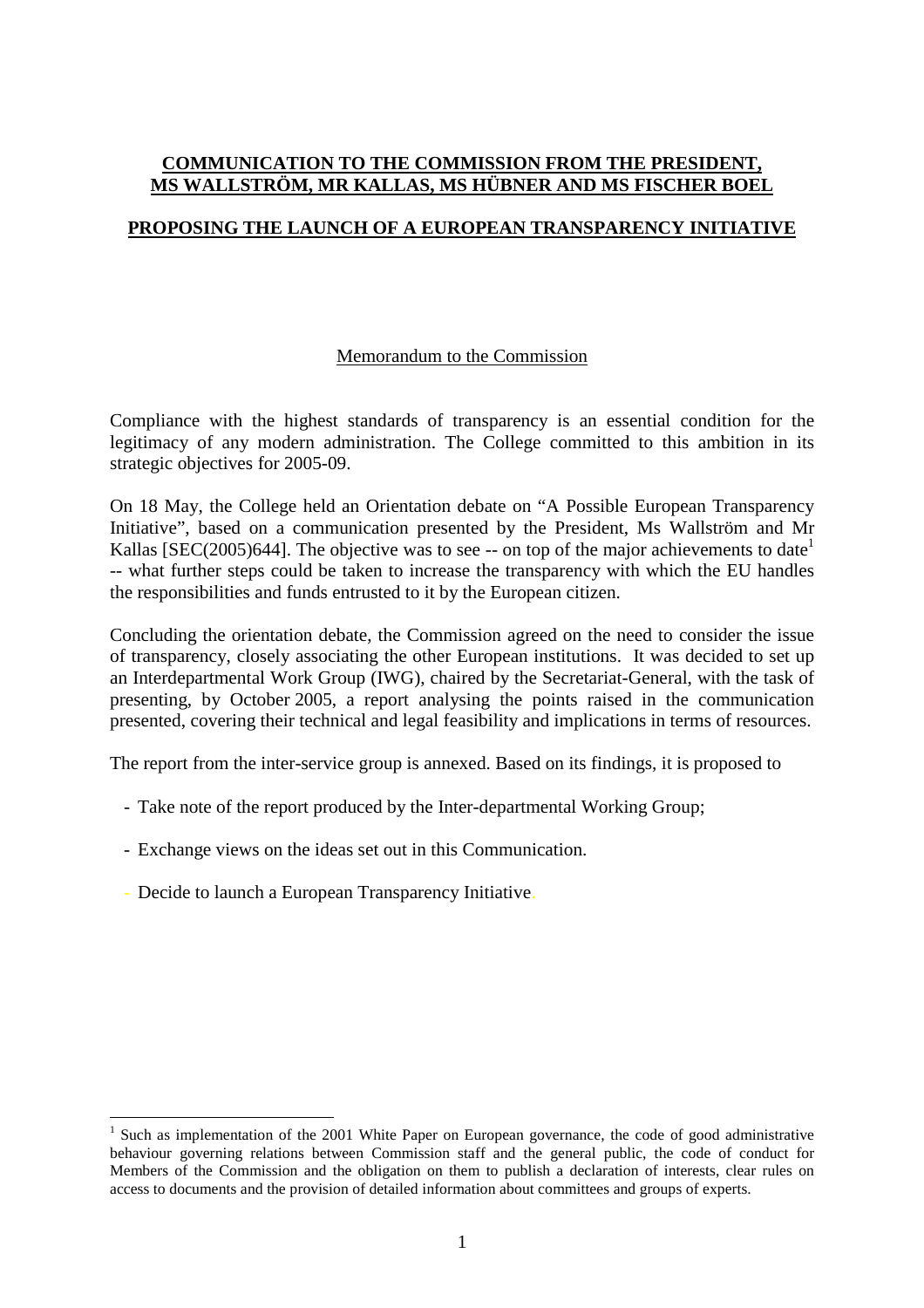**COMMUNICATION TO THE COMMISSION FROM THE PRESIDENT, MS WALLSTRÖM, MR KALLAS, MS HÜBNER AND MS FISCHER BOEL**

**PROPOSING THE LAUNCH OF A EUROPEAN TRANSPARENCY INITIATIVE**

Memorandum to the Commission

Compliance with the highest standards of transparency is an essential condition for the legitimacy of any modern administration. The College committed to this ambition in its strategic objectives for 2005-09.

On 18 May, the College held an Orientation debate on "A Possible European Transparency Initiative", based on a communication presented by the President, Ms Wallström and Mr Kallas [SEC(2005)644]. The objective was to see -- on top of the major achievements to date[1] -- what further steps could be taken to increase the transparency with which the EU handles the responsibilities and funds entrusted to it by the European citizen.

Concluding the orientation debate, the Commission agreed on the need to consider the issue of transparency, closely associating the other European institutions. It was decided to set up an Interdepartmental Work Group (IWG), chaired by the Secretariat-General, with the task of presenting, by October 2005, a report analysing the points raised in the communication presented, covering their technical and legal feasibility and implications in terms of resources.

The report from the inter-service group is annexed. Based on its findings, it is proposed to

- Take note of the report produced by the Inter-departmental Working Group;
- Exchange views on the ideas set out in this Communication.
- Decide to launch a European Transparency Initiative.

[1] Such as implementation of the 2001 White Paper on European governance, the code of good administrative behaviour governing relations between Commission staff and the general public, the code of conduct for Members of the Commission and the obligation on them to publish a declaration of interests, clear rules on access to documents and the provision of detailed information about committees and groups of experts.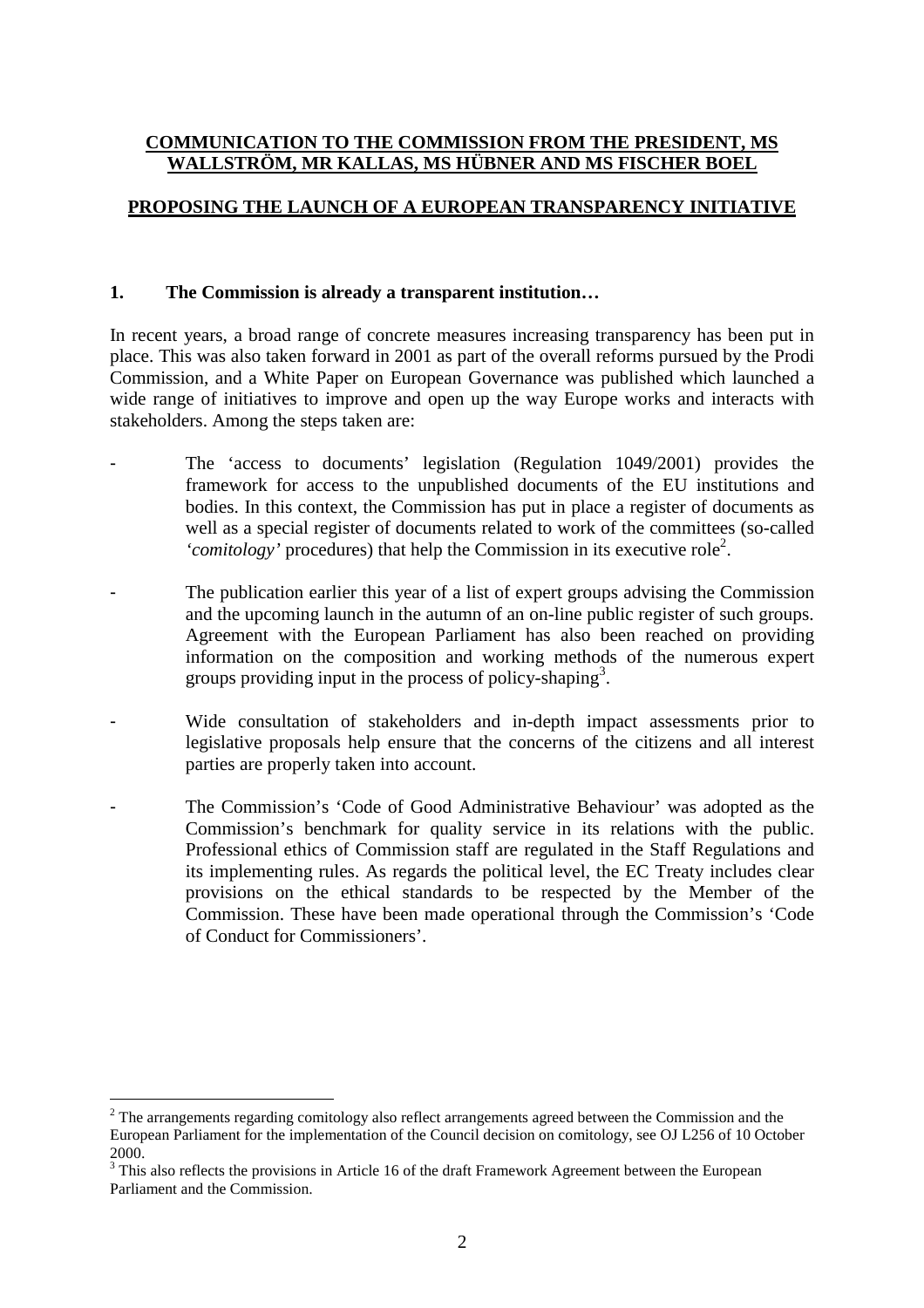**COMMUNICATION TO THE COMMISSION FROM THE PRESIDENT, MS WALLSTRÖM, MR KALLAS, MS HÜBNER AND MS FISCHER BOEL**

**PROPOSING THE LAUNCH OF A EUROPEAN TRANSPARENCY INITIATIVE**

## 1. The Commission is already a transparent institution…

In recent years, a broad range of concrete measures increasing transparency has been put in place. This was also taken forward in 2001 as part of the overall reforms pursued by the Prodi Commission, and a White Paper on European Governance was published which launched a wide range of initiatives to improve and open up the way Europe works and interacts with stakeholders. Among the steps taken are:

- The 'access to documents' legislation (Regulation 1049/2001) provides the framework for access to the unpublished documents of the EU institutions and bodies. In this context, the Commission has put in place a register of documents as well as a special register of documents related to work of the committees (so-called *'comitology'* procedures) that help the Commission in its executive role[2].

- The publication earlier this year of a list of expert groups advising the Commission and the upcoming launch in the autumn of an on-line public register of such groups. Agreement with the European Parliament has also been reached on providing information on the composition and working methods of the numerous expert groups providing input in the process of policy-shaping[3].

- Wide consultation of stakeholders and in-depth impact assessments prior to legislative proposals help ensure that the concerns of the citizens and all interest parties are properly taken into account.

- The Commission's 'Code of Good Administrative Behaviour' was adopted as the Commission's benchmark for quality service in its relations with the public. Professional ethics of Commission staff are regulated in the Staff Regulations and its implementing rules. As regards the political level, the EC Treaty includes clear provisions on the ethical standards to be respected by the Member of the Commission. These have been made operational through the Commission's 'Code of Conduct for Commissioners'.

---

[2] The arrangements regarding comitology also reflect arrangements agreed between the Commission and the European Parliament for the implementation of the Council decision on comitology, see OJ L256 of 10 October 2000.

[3] This also reflects the provisions in Article 16 of the draft Framework Agreement between the European Parliament and the Commission.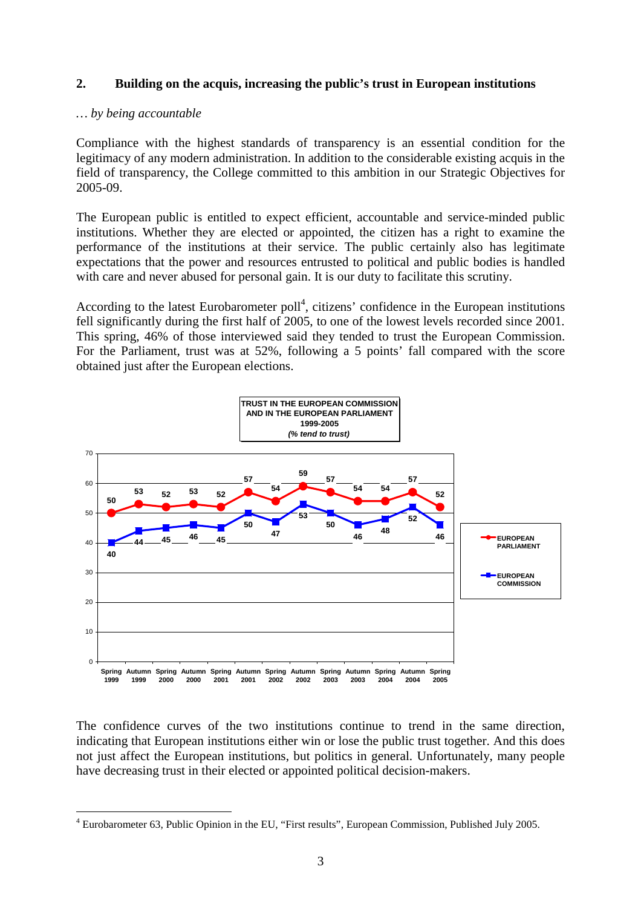## 2. Building on the acquis, increasing the public's trust in European institutions

*… by being accountable*

Compliance with the highest standards of transparency is an essential condition for the legitimacy of any modern administration. In addition to the considerable existing acquis in the field of transparency, the College committed to this ambition in our Strategic Objectives for 2005-09.

The European public is entitled to expect efficient, accountable and service-minded public institutions. Whether they are elected or appointed, the citizen has a right to examine the performance of the institutions at their service. The public certainly also has legitimate expectations that the power and resources entrusted to political and public bodies is handled with care and never abused for personal gain. It is our duty to facilitate this scrutiny.

According to the latest Eurobarometer poll[4], citizens' confidence in the European institutions fell significantly during the first half of 2005, to one of the lowest levels recorded since 2001. This spring, 46% of those interviewed said they tended to trust the European Commission. For the Parliament, trust was at 52%, following a 5 points' fall compared with the score obtained just after the European elections.

**TRUST IN THE EUROPEAN COMMISSION AND IN THE EUROPEAN PARLIAMENT 1999-2005**
***(% tend to trust)***

| | Spring 1999 | Autumn 1999 | Spring 2000 | Autumn 2000 | Spring 2001 | Autumn 2001 | Spring 2002 | Autumn 2002 | Spring 2003 | Autumn 2003 | Spring 2004 | Autumn 2004 | Spring 2005 |
|---|---|---|---|---|---|---|---|---|---|---|---|---|---|
| EUROPEAN PARLIAMENT | 50 | 53 | 52 | 53 | 52 | 57 | 54 | 59 | 57 | 54 | 54 | 57 | 52 |
| EUROPEAN COMMISSION | 40 | 44 | 45 | 46 | 45 | 50 | 47 | 53 | 50 | 46 | 48 | 52 | 46 |

The confidence curves of the two institutions continue to trend in the same direction, indicating that European institutions either win or lose the public trust together. And this does not just affect the European institutions, but politics in general. Unfortunately, many people have decreasing trust in their elected or appointed political decision-makers.

---

[4] Eurobarometer 63, Public Opinion in the EU, "First results", European Commission, Published July 2005.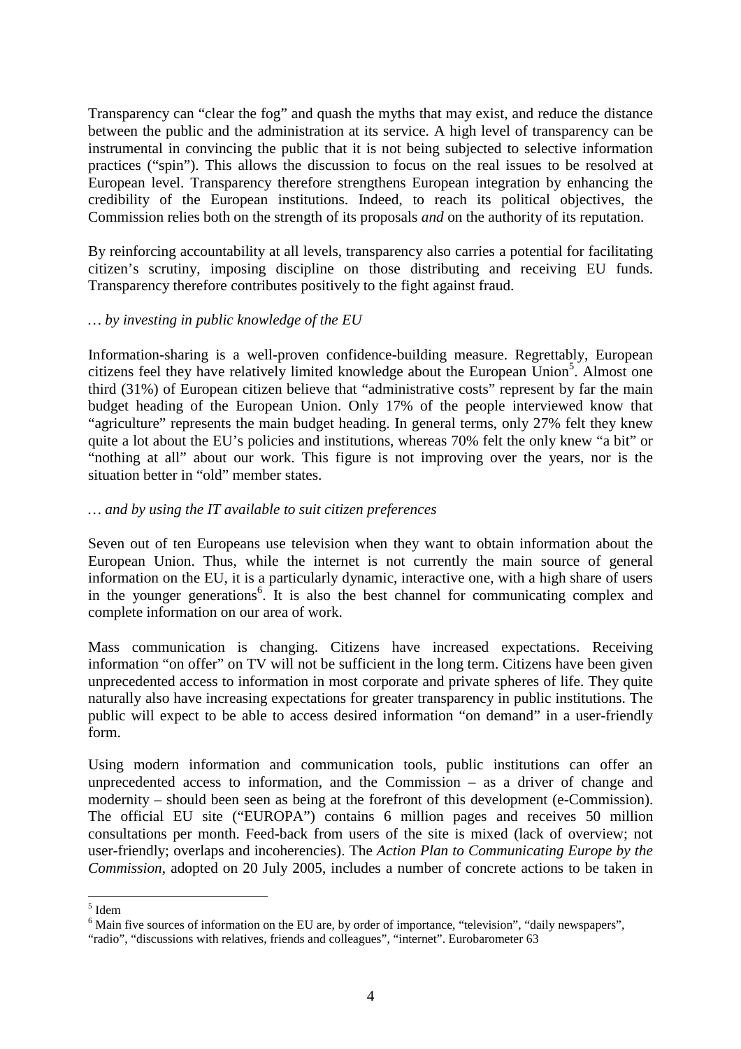Transparency can "clear the fog" and quash the myths that may exist, and reduce the distance between the public and the administration at its service. A high level of transparency can be instrumental in convincing the public that it is not being subjected to selective information practices ("spin"). This allows the discussion to focus on the real issues to be resolved at European level. Transparency therefore strengthens European integration by enhancing the credibility of the European institutions. Indeed, to reach its political objectives, the Commission relies both on the strength of its proposals *and* on the authority of its reputation.

By reinforcing accountability at all levels, transparency also carries a potential for facilitating citizen's scrutiny, imposing discipline on those distributing and receiving EU funds. Transparency therefore contributes positively to the fight against fraud.

*… by investing in public knowledge of the EU*

Information-sharing is a well-proven confidence-building measure. Regrettably, European citizens feel they have relatively limited knowledge about the European Union[5]. Almost one third (31%) of European citizen believe that "administrative costs" represent by far the main budget heading of the European Union. Only 17% of the people interviewed know that "agriculture" represents the main budget heading. In general terms, only 27% felt they knew quite a lot about the EU's policies and institutions, whereas 70% felt the only knew "a bit" or "nothing at all" about our work. This figure is not improving over the years, nor is the situation better in "old" member states.

*… and by using the IT available to suit citizen preferences*

Seven out of ten Europeans use television when they want to obtain information about the European Union. Thus, while the internet is not currently the main source of general information on the EU, it is a particularly dynamic, interactive one, with a high share of users in the younger generations[6]. It is also the best channel for communicating complex and complete information on our area of work.

Mass communication is changing. Citizens have increased expectations. Receiving information "on offer" on TV will not be sufficient in the long term. Citizens have been given unprecedented access to information in most corporate and private spheres of life. They quite naturally also have increasing expectations for greater transparency in public institutions. The public will expect to be able to access desired information "on demand" in a user-friendly form.

Using modern information and communication tools, public institutions can offer an unprecedented access to information, and the Commission – as a driver of change and modernity – should been seen as being at the forefront of this development (e-Commission). The official EU site ("EUROPA") contains 6 million pages and receives 50 million consultations per month. Feed-back from users of the site is mixed (lack of overview; not user-friendly; overlaps and incoherencies). The *Action Plan to Communicating Europe by the Commission*, adopted on 20 July 2005, includes a number of concrete actions to be taken in

---

[5] Idem

[6] Main five sources of information on the EU are, by order of importance, "television", "daily newspapers", "radio", "discussions with relatives, friends and colleagues", "internet". Eurobarometer 63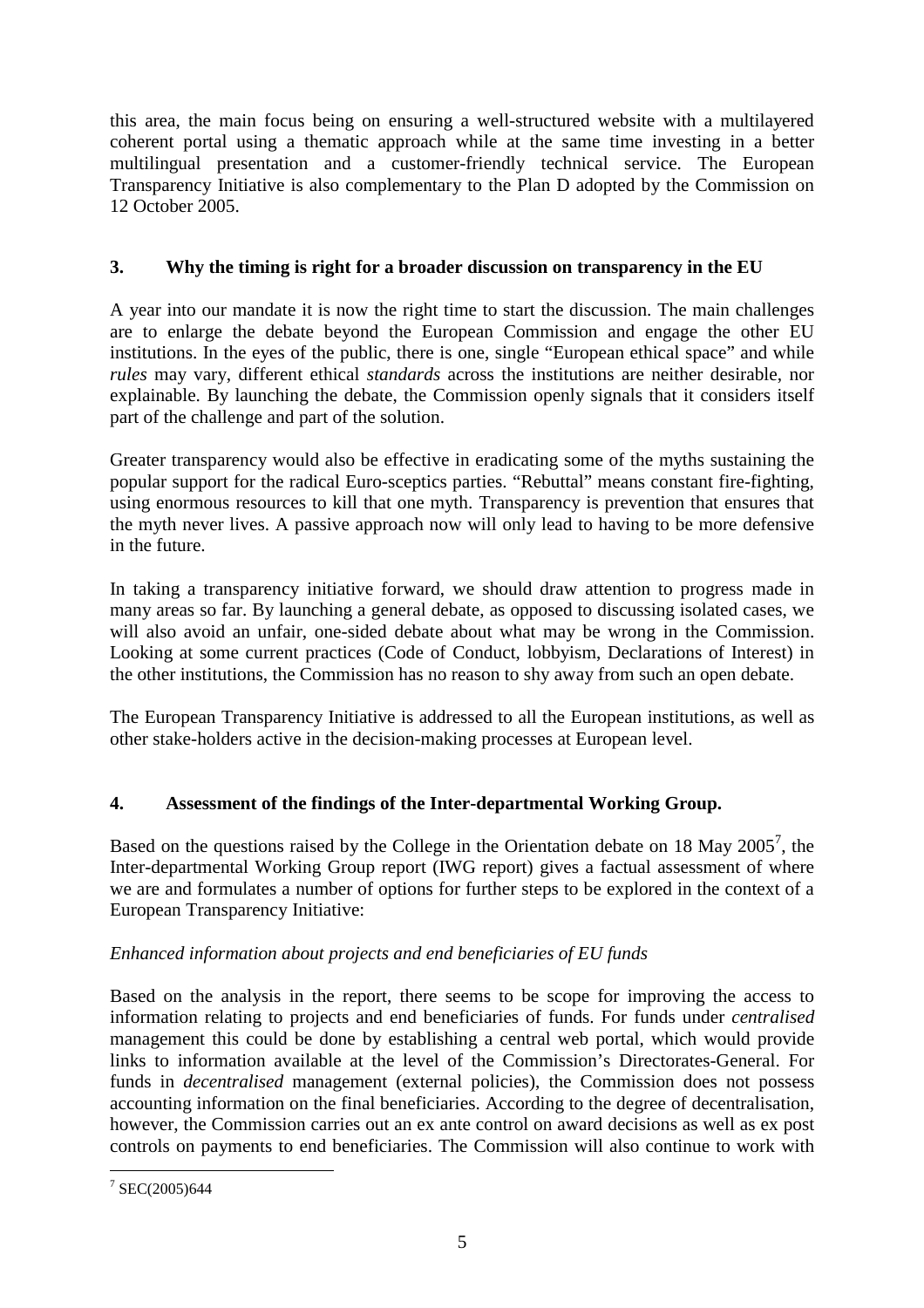this area, the main focus being on ensuring a well-structured website with a multilayered coherent portal using a thematic approach while at the same time investing in a better multilingual presentation and a customer-friendly technical service. The European Transparency Initiative is also complementary to the Plan D adopted by the Commission on 12 October 2005.

## 3. Why the timing is right for a broader discussion on transparency in the EU

A year into our mandate it is now the right time to start the discussion. The main challenges are to enlarge the debate beyond the European Commission and engage the other EU institutions. In the eyes of the public, there is one, single "European ethical space" and while *rules* may vary, different ethical *standards* across the institutions are neither desirable, nor explainable. By launching the debate, the Commission openly signals that it considers itself part of the challenge and part of the solution.

Greater transparency would also be effective in eradicating some of the myths sustaining the popular support for the radical Euro-sceptics parties. "Rebuttal" means constant fire-fighting, using enormous resources to kill that one myth. Transparency is prevention that ensures that the myth never lives. A passive approach now will only lead to having to be more defensive in the future.

In taking a transparency initiative forward, we should draw attention to progress made in many areas so far. By launching a general debate, as opposed to discussing isolated cases, we will also avoid an unfair, one-sided debate about what may be wrong in the Commission. Looking at some current practices (Code of Conduct, lobbyism, Declarations of Interest) in the other institutions, the Commission has no reason to shy away from such an open debate.

The European Transparency Initiative is addressed to all the European institutions, as well as other stake-holders active in the decision-making processes at European level.

## 4. Assessment of the findings of the Inter-departmental Working Group.

Based on the questions raised by the College in the Orientation debate on 18 May 2005[7], the Inter-departmental Working Group report (IWG report) gives a factual assessment of where we are and formulates a number of options for further steps to be explored in the context of a European Transparency Initiative:

*Enhanced information about projects and end beneficiaries of EU funds*

Based on the analysis in the report, there seems to be scope for improving the access to information relating to projects and end beneficiaries of funds. For funds under *centralised* management this could be done by establishing a central web portal, which would provide links to information available at the level of the Commission's Directorates-General. For funds in *decentralised* management (external policies), the Commission does not possess accounting information on the final beneficiaries. According to the degree of decentralisation, however, the Commission carries out an ex ante control on award decisions as well as ex post controls on payments to end beneficiaries. The Commission will also continue to work with

[7] SEC(2005)644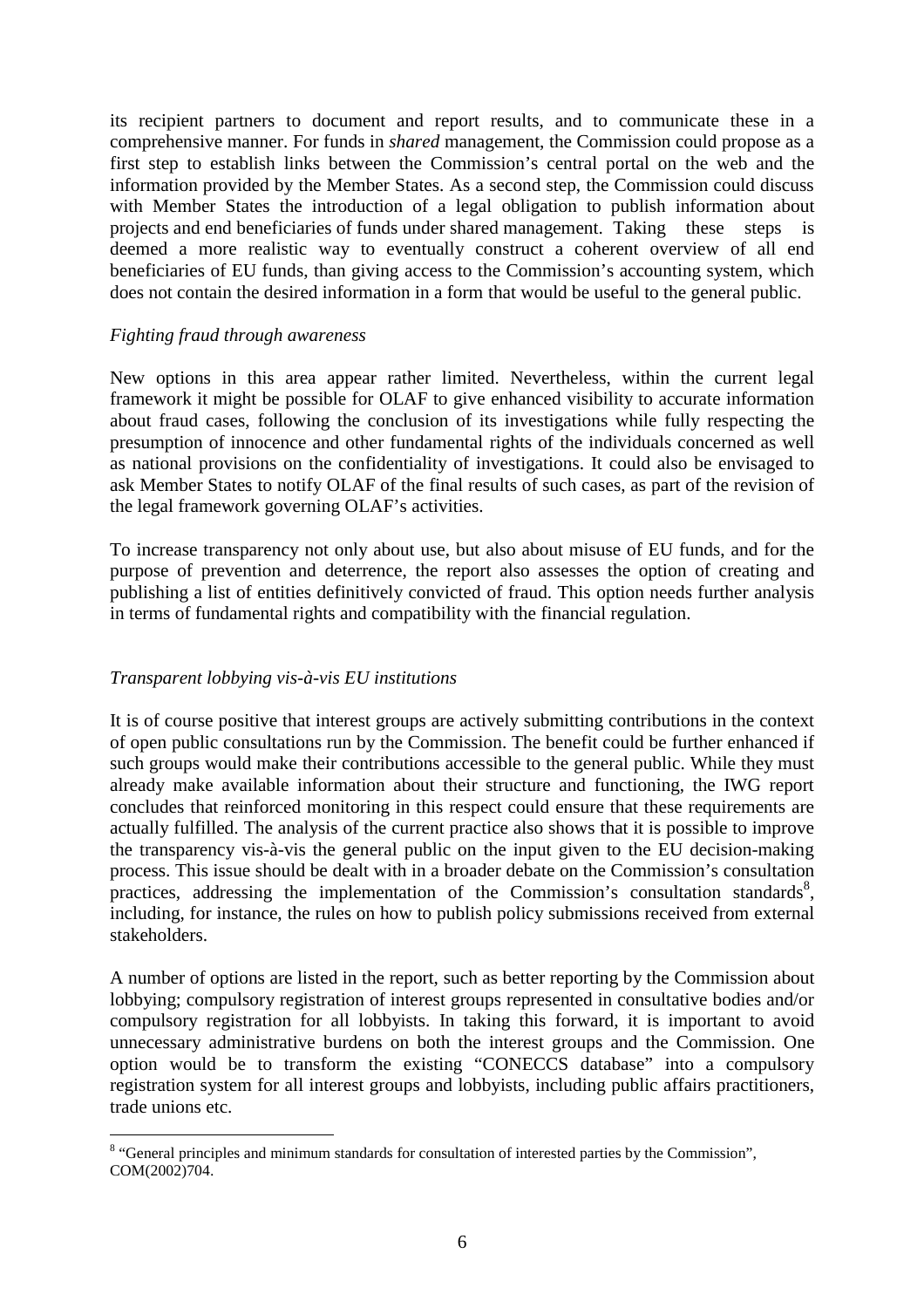its recipient partners to document and report results, and to communicate these in a comprehensive manner. For funds in *shared* management, the Commission could propose as a first step to establish links between the Commission's central portal on the web and the information provided by the Member States. As a second step, the Commission could discuss with Member States the introduction of a legal obligation to publish information about projects and end beneficiaries of funds under shared management. Taking these steps is deemed a more realistic way to eventually construct a coherent overview of all end beneficiaries of EU funds, than giving access to the Commission's accounting system, which does not contain the desired information in a form that would be useful to the general public.

*Fighting fraud through awareness*

New options in this area appear rather limited. Nevertheless, within the current legal framework it might be possible for OLAF to give enhanced visibility to accurate information about fraud cases, following the conclusion of its investigations while fully respecting the presumption of innocence and other fundamental rights of the individuals concerned as well as national provisions on the confidentiality of investigations. It could also be envisaged to ask Member States to notify OLAF of the final results of such cases, as part of the revision of the legal framework governing OLAF's activities.

To increase transparency not only about use, but also about misuse of EU funds, and for the purpose of prevention and deterrence, the report also assesses the option of creating and publishing a list of entities definitively convicted of fraud. This option needs further analysis in terms of fundamental rights and compatibility with the financial regulation.

*Transparent lobbying vis-à-vis EU institutions*

It is of course positive that interest groups are actively submitting contributions in the context of open public consultations run by the Commission. The benefit could be further enhanced if such groups would make their contributions accessible to the general public. While they must already make available information about their structure and functioning, the IWG report concludes that reinforced monitoring in this respect could ensure that these requirements are actually fulfilled. The analysis of the current practice also shows that it is possible to improve the transparency vis-à-vis the general public on the input given to the EU decision-making process. This issue should be dealt with in a broader debate on the Commission's consultation practices, addressing the implementation of the Commission's consultation standards[8], including, for instance, the rules on how to publish policy submissions received from external stakeholders.

A number of options are listed in the report, such as better reporting by the Commission about lobbying; compulsory registration of interest groups represented in consultative bodies and/or compulsory registration for all lobbyists. In taking this forward, it is important to avoid unnecessary administrative burdens on both the interest groups and the Commission. One option would be to transform the existing "CONECCS database" into a compulsory registration system for all interest groups and lobbyists, including public affairs practitioners, trade unions etc.

---

[8] "General principles and minimum standards for consultation of interested parties by the Commission", COM(2002)704.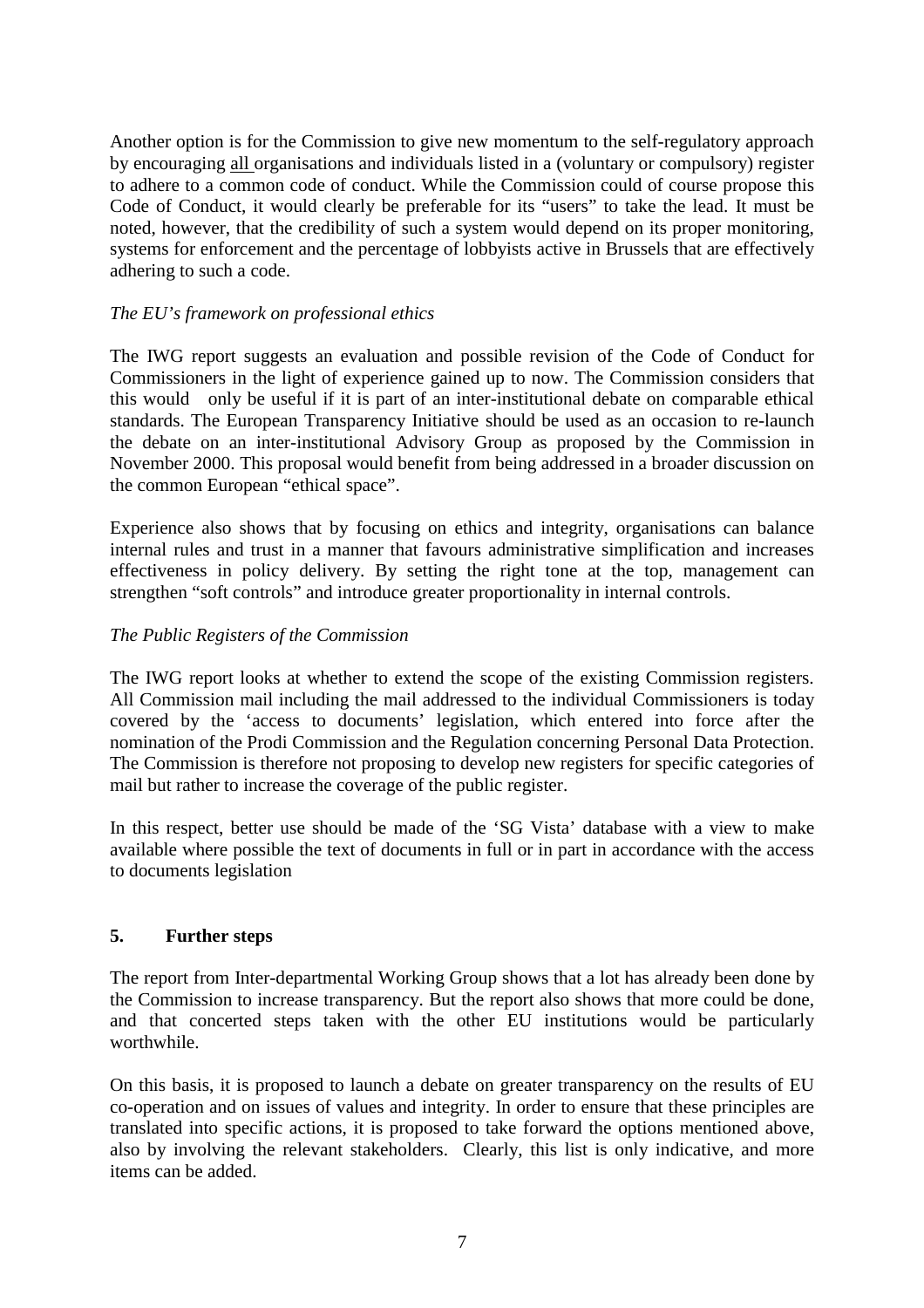Another option is for the Commission to give new momentum to the self-regulatory approach by encouraging all organisations and individuals listed in a (voluntary or compulsory) register to adhere to a common code of conduct. While the Commission could of course propose this Code of Conduct, it would clearly be preferable for its "users" to take the lead. It must be noted, however, that the credibility of such a system would depend on its proper monitoring, systems for enforcement and the percentage of lobbyists active in Brussels that are effectively adhering to such a code.

*The EU's framework on professional ethics*

The IWG report suggests an evaluation and possible revision of the Code of Conduct for Commissioners in the light of experience gained up to now. The Commission considers that this would only be useful if it is part of an inter-institutional debate on comparable ethical standards. The European Transparency Initiative should be used as an occasion to re-launch the debate on an inter-institutional Advisory Group as proposed by the Commission in November 2000. This proposal would benefit from being addressed in a broader discussion on the common European "ethical space".

Experience also shows that by focusing on ethics and integrity, organisations can balance internal rules and trust in a manner that favours administrative simplification and increases effectiveness in policy delivery. By setting the right tone at the top, management can strengthen "soft controls" and introduce greater proportionality in internal controls.

*The Public Registers of the Commission*

The IWG report looks at whether to extend the scope of the existing Commission registers. All Commission mail including the mail addressed to the individual Commissioners is today covered by the 'access to documents' legislation, which entered into force after the nomination of the Prodi Commission and the Regulation concerning Personal Data Protection. The Commission is therefore not proposing to develop new registers for specific categories of mail but rather to increase the coverage of the public register.

In this respect, better use should be made of the 'SG Vista' database with a view to make available where possible the text of documents in full or in part in accordance with the access to documents legislation

## 5. Further steps

The report from Inter-departmental Working Group shows that a lot has already been done by the Commission to increase transparency. But the report also shows that more could be done, and that concerted steps taken with the other EU institutions would be particularly worthwhile.

On this basis, it is proposed to launch a debate on greater transparency on the results of EU co-operation and on issues of values and integrity. In order to ensure that these principles are translated into specific actions, it is proposed to take forward the options mentioned above, also by involving the relevant stakeholders. Clearly, this list is only indicative, and more items can be added.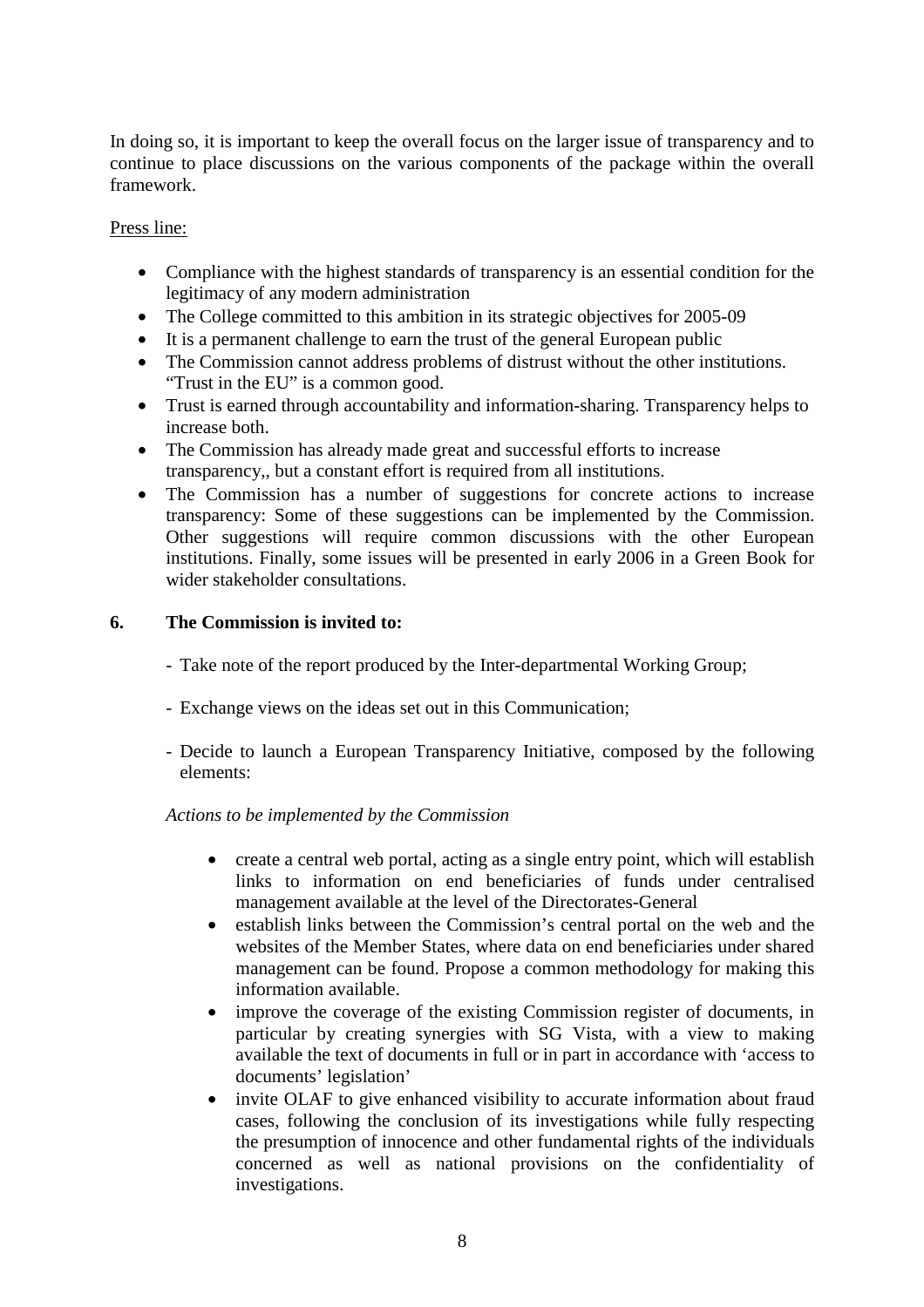In doing so, it is important to keep the overall focus on the larger issue of transparency and to continue to place discussions on the various components of the package within the overall framework.

Press line:

- Compliance with the highest standards of transparency is an essential condition for the legitimacy of any modern administration
- The College committed to this ambition in its strategic objectives for 2005-09
- It is a permanent challenge to earn the trust of the general European public
- The Commission cannot address problems of distrust without the other institutions. "Trust in the EU" is a common good.
- Trust is earned through accountability and information-sharing. Transparency helps to increase both.
- The Commission has already made great and successful efforts to increase transparency,, but a constant effort is required from all institutions.
- The Commission has a number of suggestions for concrete actions to increase transparency: Some of these suggestions can be implemented by the Commission. Other suggestions will require common discussions with the other European institutions. Finally, some issues will be presented in early 2006 in a Green Book for wider stakeholder consultations.

## 6. The Commission is invited to:

- Take note of the report produced by the Inter-departmental Working Group;
- Exchange views on the ideas set out in this Communication;
- Decide to launch a European Transparency Initiative, composed by the following elements:

*Actions to be implemented by the Commission*

- create a central web portal, acting as a single entry point, which will establish links to information on end beneficiaries of funds under centralised management available at the level of the Directorates-General
- establish links between the Commission's central portal on the web and the websites of the Member States, where data on end beneficiaries under shared management can be found. Propose a common methodology for making this information available.
- improve the coverage of the existing Commission register of documents, in particular by creating synergies with SG Vista, with a view to making available the text of documents in full or in part in accordance with 'access to documents' legislation'
- invite OLAF to give enhanced visibility to accurate information about fraud cases, following the conclusion of its investigations while fully respecting the presumption of innocence and other fundamental rights of the individuals concerned as well as national provisions on the confidentiality of investigations.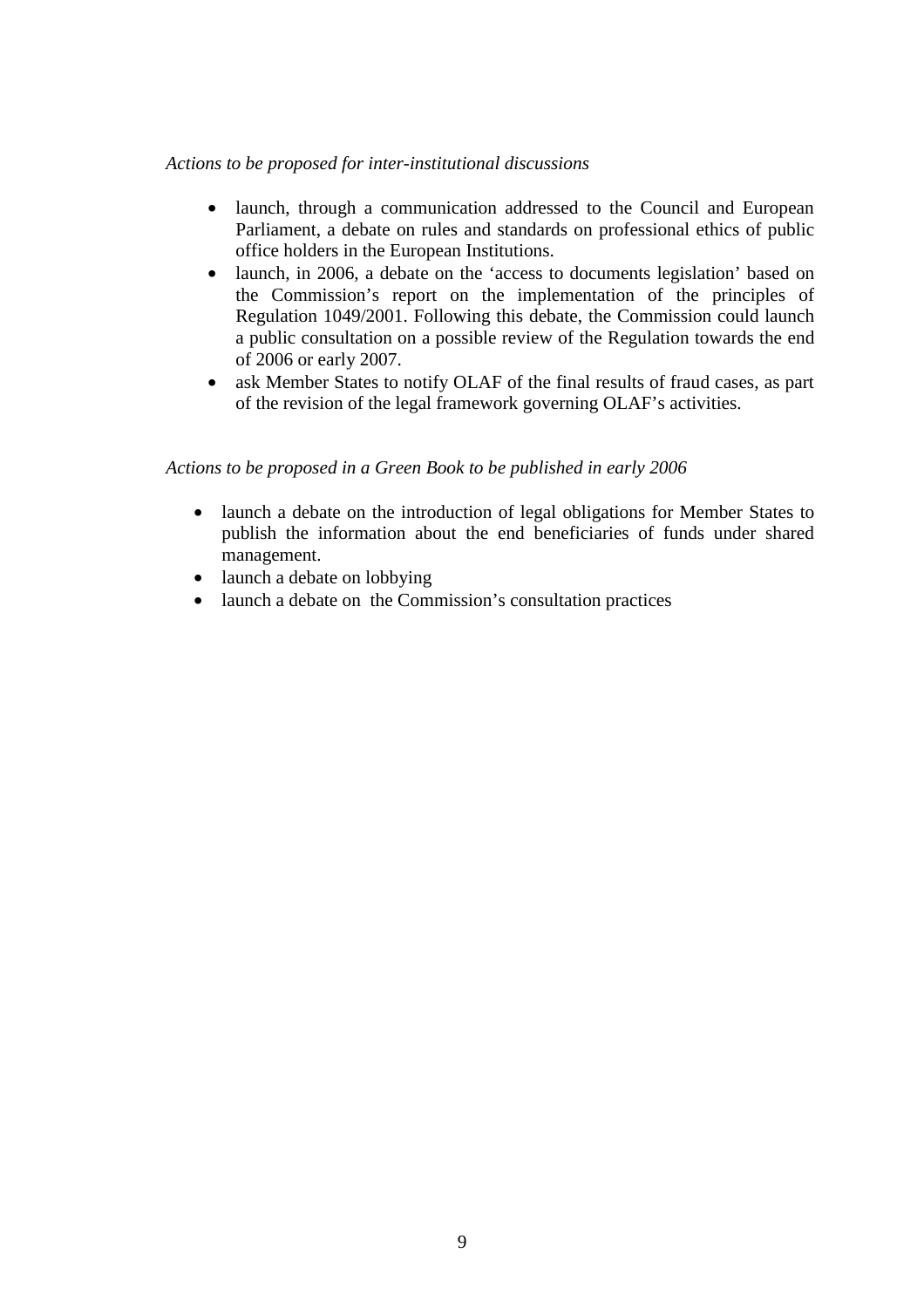*Actions to be proposed for inter-institutional discussions*

- launch, through a communication addressed to the Council and European Parliament, a debate on rules and standards on professional ethics of public office holders in the European Institutions.
- launch, in 2006, a debate on the 'access to documents legislation' based on the Commission's report on the implementation of the principles of Regulation 1049/2001. Following this debate, the Commission could launch a public consultation on a possible review of the Regulation towards the end of 2006 or early 2007.
- ask Member States to notify OLAF of the final results of fraud cases, as part of the revision of the legal framework governing OLAF's activities.

*Actions to be proposed in a Green Book to be published in early 2006*

- launch a debate on the introduction of legal obligations for Member States to publish the information about the end beneficiaries of funds under shared management.
- launch a debate on lobbying
- launch a debate on the Commission's consultation practices